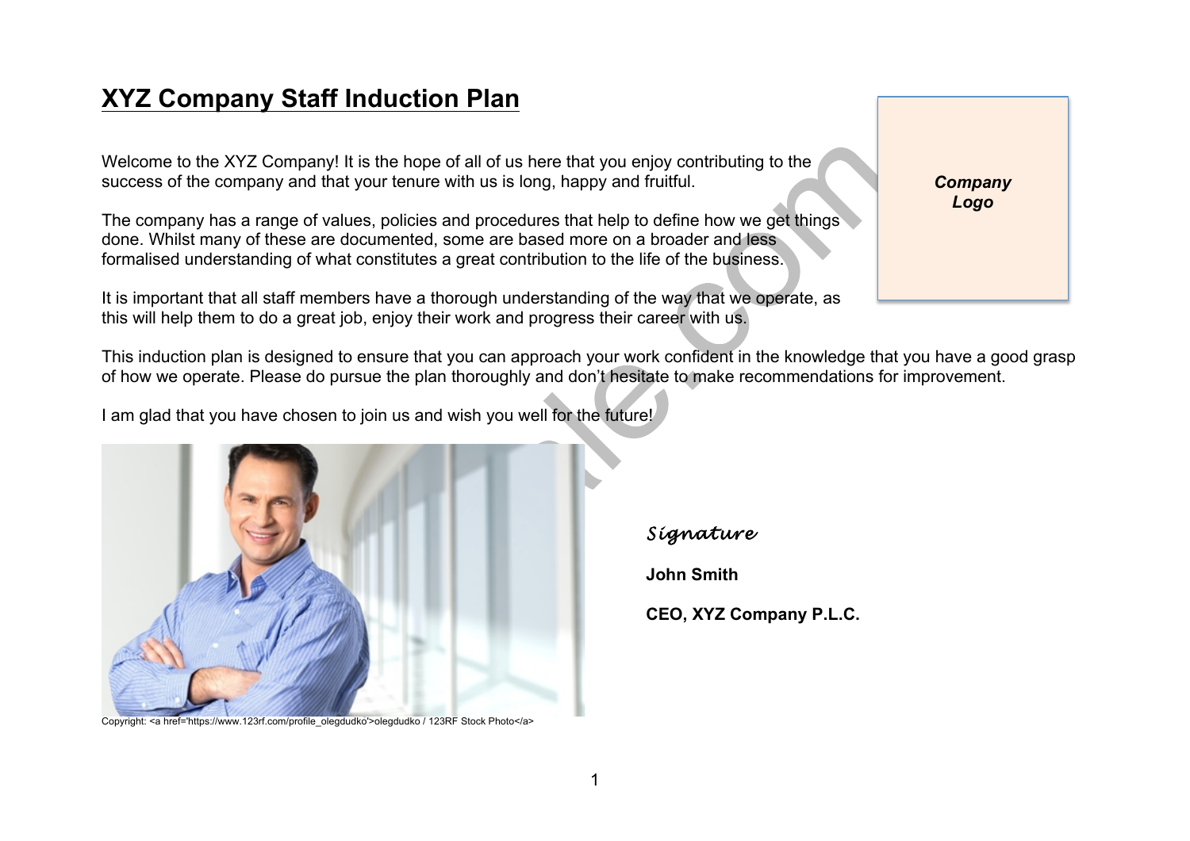# XYZ Company Staff Induction Plan

*Company Logo*

Welcome to the XYZ Company! It is the hope of all of us here that you enjoy contributing to the success of the company and that your tenure with us is long, happy and fruitful.

The company has a range of values, policies and procedures that help to define how we get things done. Whilst many of these are documented, some are based more on a broader and less formalised understanding of what constitutes a great contribution to the life of the business.

It is important that all staff members have a thorough understanding of the way that we operate, as this will help them to do a great job, enjoy their work and progress their career with us.

This induction plan is designed to ensure that you can approach your work confident in the knowledge that you have a good grasp of how we operate. Please do pursue the plan thoroughly and don't hesitate to make recommendations for improvement.

I am glad that you have chosen to join us and wish you well for the future!

Copyright: <a href='https://www.123rf.com/profile_olegdudko'>olegdudko / 123RF Stock Photo</a>

*Signature*

**John Smith**

**CEO, XYZ Company P.L.C.**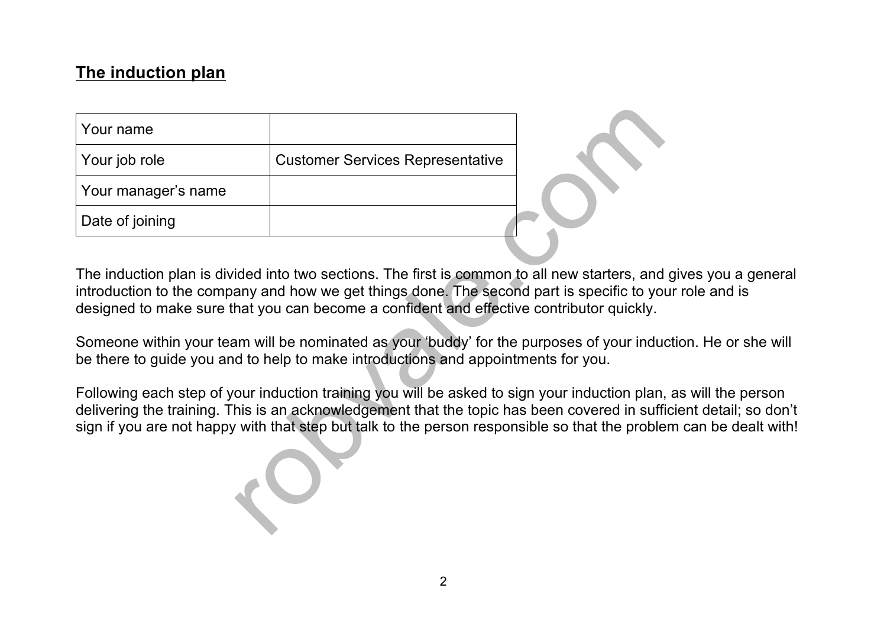## The induction plan

| | |
|---|---|
| Your name | |
| Your job role | Customer Services Representative |
| Your manager's name | |
| Date of joining | |

The induction plan is divided into two sections. The first is common to all new starters, and gives you a general introduction to the company and how we get things done. The second part is specific to your role and is designed to make sure that you can become a confident and effective contributor quickly.

Someone within your team will be nominated as your 'buddy' for the purposes of your induction. He or she will be there to guide you and to help to make introductions and appointments for you.

Following each step of your induction training you will be asked to sign your induction plan, as will the person delivering the training. This is an acknowledgement that the topic has been covered in sufficient detail; so don't sign if you are not happy with that step but talk to the person responsible so that the problem can be dealt with!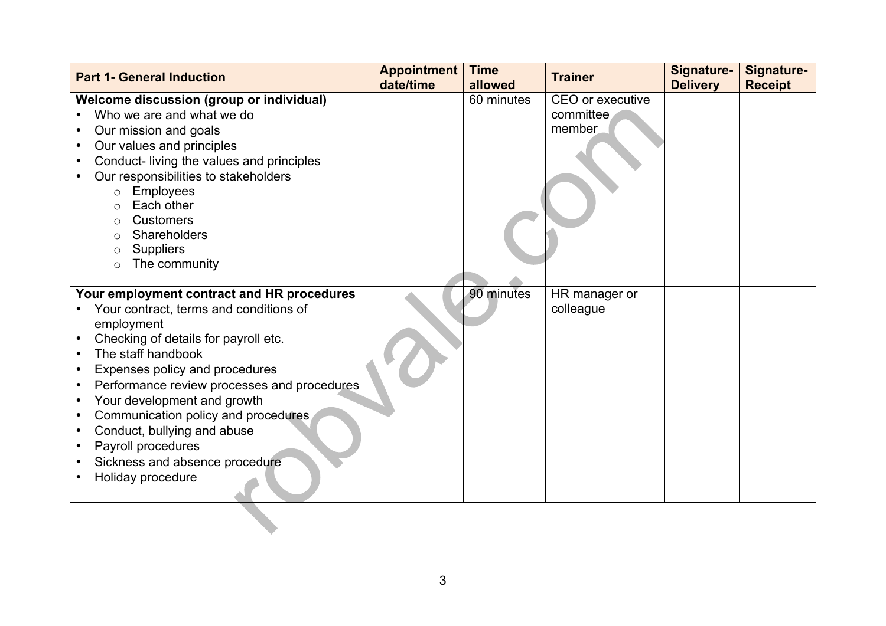| Part 1- General Induction | Appointment date/time | Time allowed | Trainer | Signature-Delivery | Signature-Receipt |
|---|---|---|---|---|---|
| **Welcome discussion (group or individual)**<br>• Who we are and what we do<br>• Our mission and goals<br>• Our values and principles<br>• Conduct- living the values and principles<br>• Our responsibilities to stakeholders<br>&nbsp;&nbsp;&nbsp;&nbsp;○ Employees<br>&nbsp;&nbsp;&nbsp;&nbsp;○ Each other<br>&nbsp;&nbsp;&nbsp;&nbsp;○ Customers<br>&nbsp;&nbsp;&nbsp;&nbsp;○ Shareholders<br>&nbsp;&nbsp;&nbsp;&nbsp;○ Suppliers<br>&nbsp;&nbsp;&nbsp;&nbsp;○ The community | | 60 minutes | CEO or executive committee member | | |
| **Your employment contract and HR procedures**<br>• Your contract, terms and conditions of employment<br>• Checking of details for payroll etc.<br>• The staff handbook<br>• Expenses policy and procedures<br>• Performance review processes and procedures<br>• Your development and growth<br>• Communication policy and procedures<br>• Conduct, bullying and abuse<br>• Payroll procedures<br>• Sickness and absence procedure<br>• Holiday procedure | | 90 minutes | HR manager or colleague | | |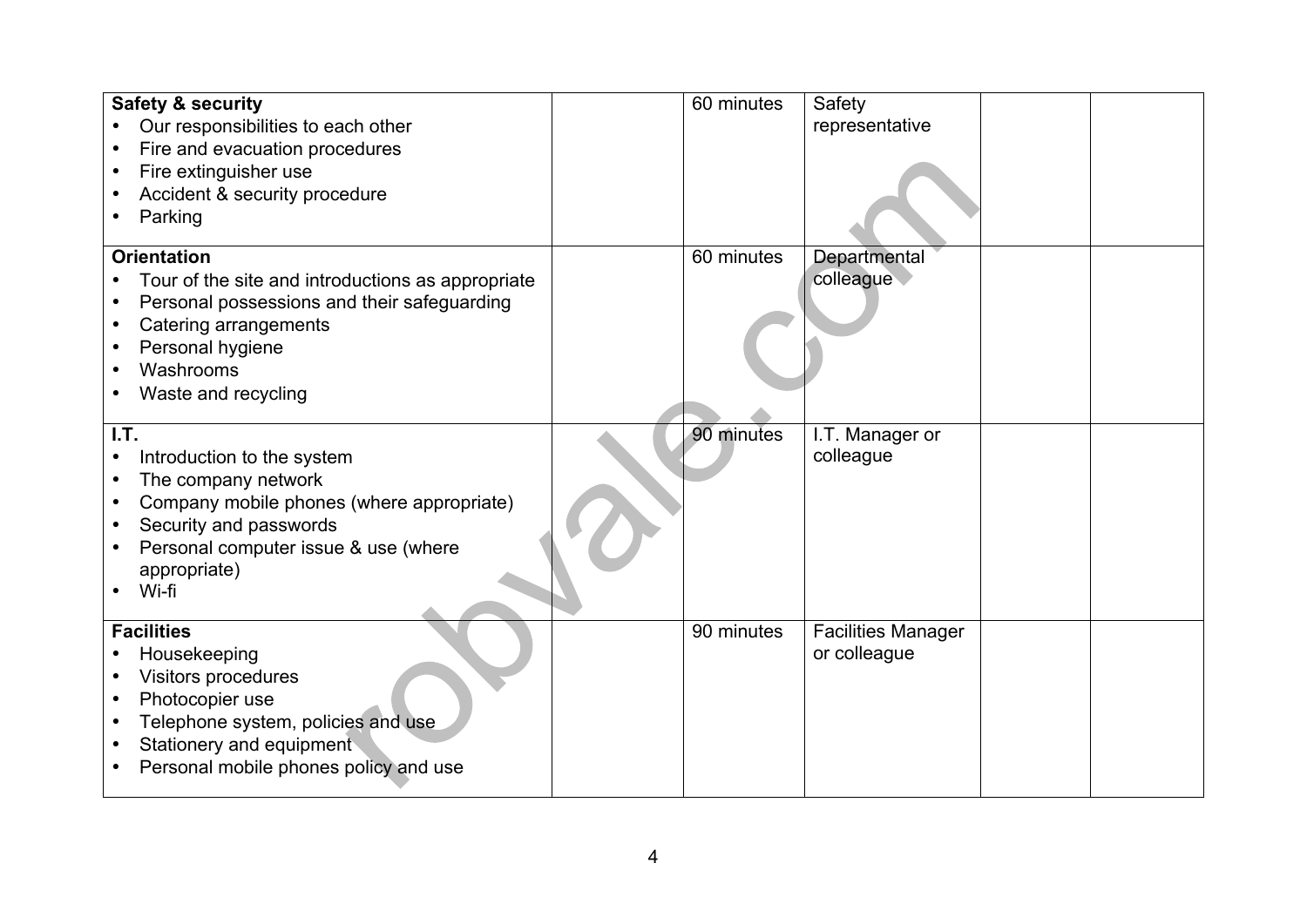| | | | | | |
|---|---|---|---|---|---|
| **Safety & security**<br>• Our responsibilities to each other<br>• Fire and evacuation procedures<br>• Fire extinguisher use<br>• Accident & security procedure<br>• Parking | | 60 minutes | Safety representative | | |
| **Orientation**<br>• Tour of the site and introductions as appropriate<br>• Personal possessions and their safeguarding<br>• Catering arrangements<br>• Personal hygiene<br>• Washrooms<br>• Waste and recycling | | 60 minutes | Departmental colleague | | |
| **I.T.**<br>• Introduction to the system<br>• The company network<br>• Company mobile phones (where appropriate)<br>• Security and passwords<br>• Personal computer issue & use (where appropriate)<br>• Wi-fi | | 90 minutes | I.T. Manager or colleague | | |
| **Facilities**<br>• Housekeeping<br>• Visitors procedures<br>• Photocopier use<br>• Telephone system, policies and use<br>• Stationery and equipment<br>• Personal mobile phones policy and use | | 90 minutes | Facilities Manager or colleague | | |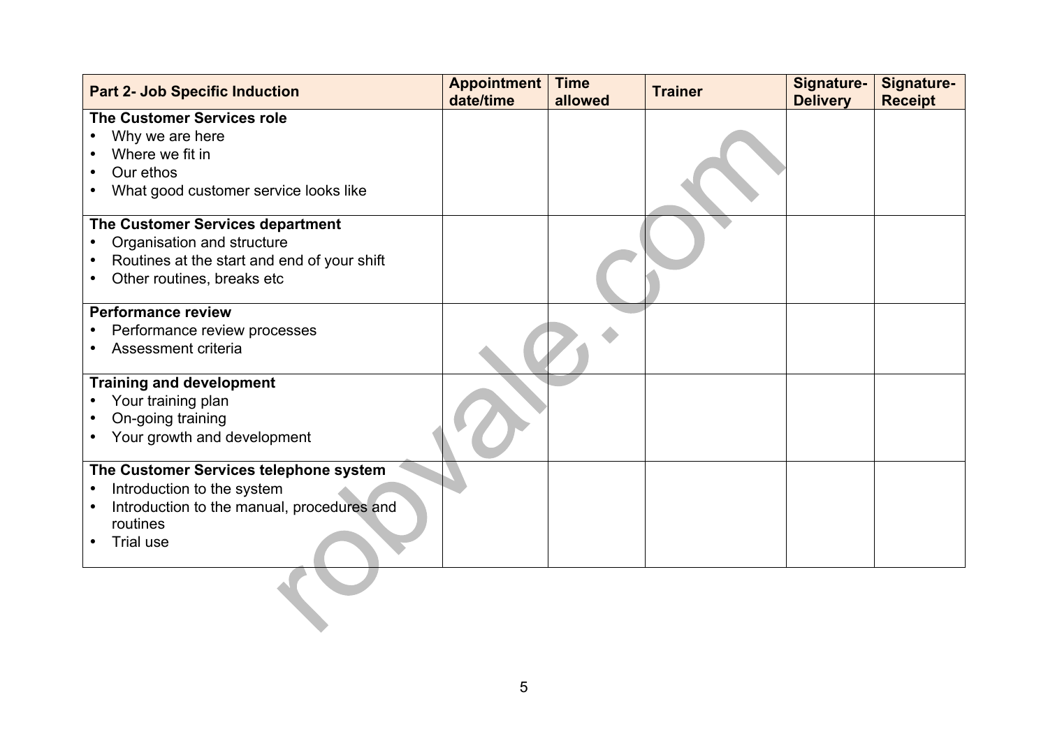| Part 2- Job Specific Induction | Appointment date/time | Time allowed | Trainer | Signature-Delivery | Signature-Receipt |
|---|---|---|---|---|---|
| **The Customer Services role**<br>• Why we are here<br>• Where we fit in<br>• Our ethos<br>• What good customer service looks like | | | | | |
| **The Customer Services department**<br>• Organisation and structure<br>• Routines at the start and end of your shift<br>• Other routines, breaks etc | | | | | |
| **Performance review**<br>• Performance review processes<br>• Assessment criteria | | | | | |
| **Training and development**<br>• Your training plan<br>• On-going training<br>• Your growth and development | | | | | |
| **The Customer Services telephone system**<br>• Introduction to the system<br>• Introduction to the manual, procedures and routines<br>• Trial use | | | | | |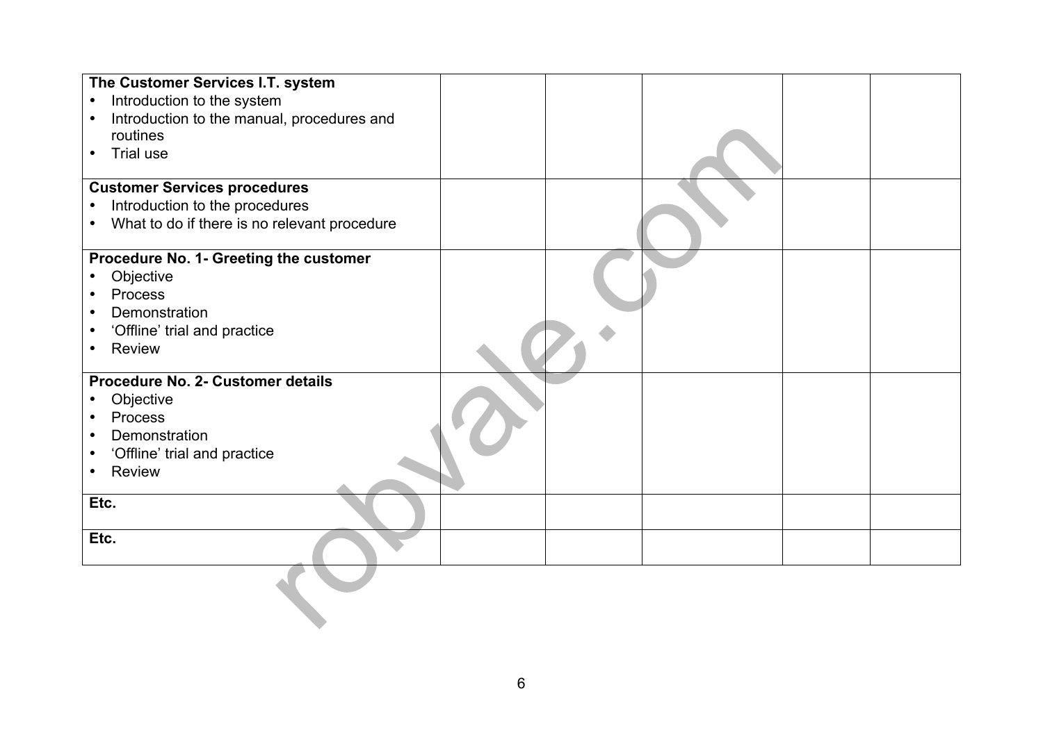| | | | | | |
|---|---|---|---|---|---|
| **The Customer Services I.T. system**<br>• Introduction to the system<br>• Introduction to the manual, procedures and routines<br>• Trial use | | | | | |
| **Customer Services procedures**<br>• Introduction to the procedures<br>• What to do if there is no relevant procedure | | | | | |
| **Procedure No. 1- Greeting the customer**<br>• Objective<br>• Process<br>• Demonstration<br>• 'Offline' trial and practice<br>• Review | | | | | |
| **Procedure No. 2- Customer details**<br>• Objective<br>• Process<br>• Demonstration<br>• 'Offline' trial and practice<br>• Review | | | | | |
| **Etc.** | | | | | |
| **Etc.** | | | | | |